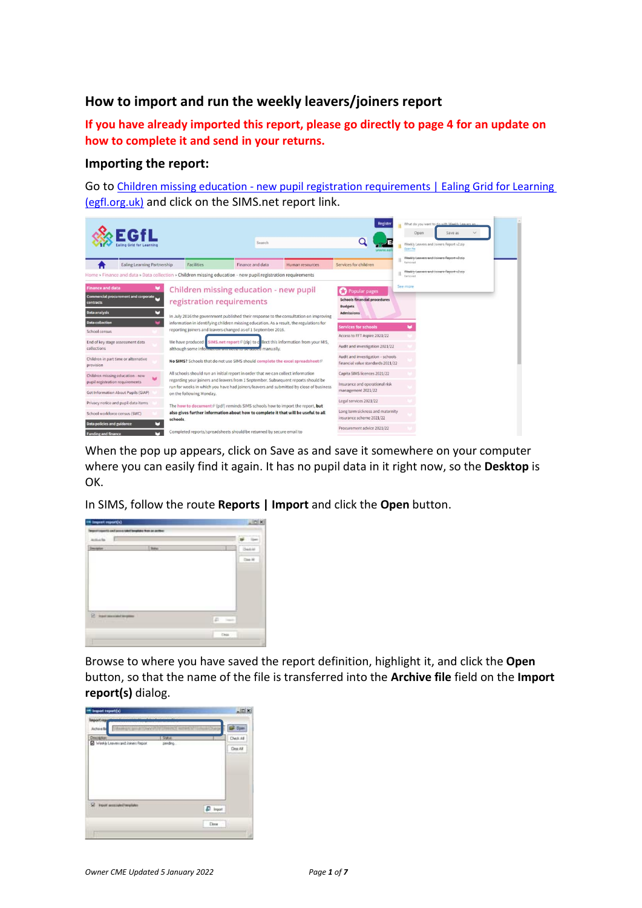## How to import and run the weekly leavers/joiners report

**If you have already imported this report, please go directly to page 4 for an update on how to complete it and send in your returns.**

### Importing the report:

Go to [Children missing education - new pupil registration requirements | Ealing Grid for Learning (egfl.org.uk)](egfl.org.uk) and click on the SIMS.net report link.

When the pop up appears, click on Save as and save it somewhere on your computer where you can easily find it again. It has no pupil data in it right now, so the **Desktop** is OK.

In SIMS, follow the route **Reports | Import** and click the **Open** button.

Browse to where you have saved the report definition, highlight it, and click the **Open** button, so that the name of the file is transferred into the **Archive file** field on the **Import report(s)** dialog.

*Owner CME Updated 5 January 2022*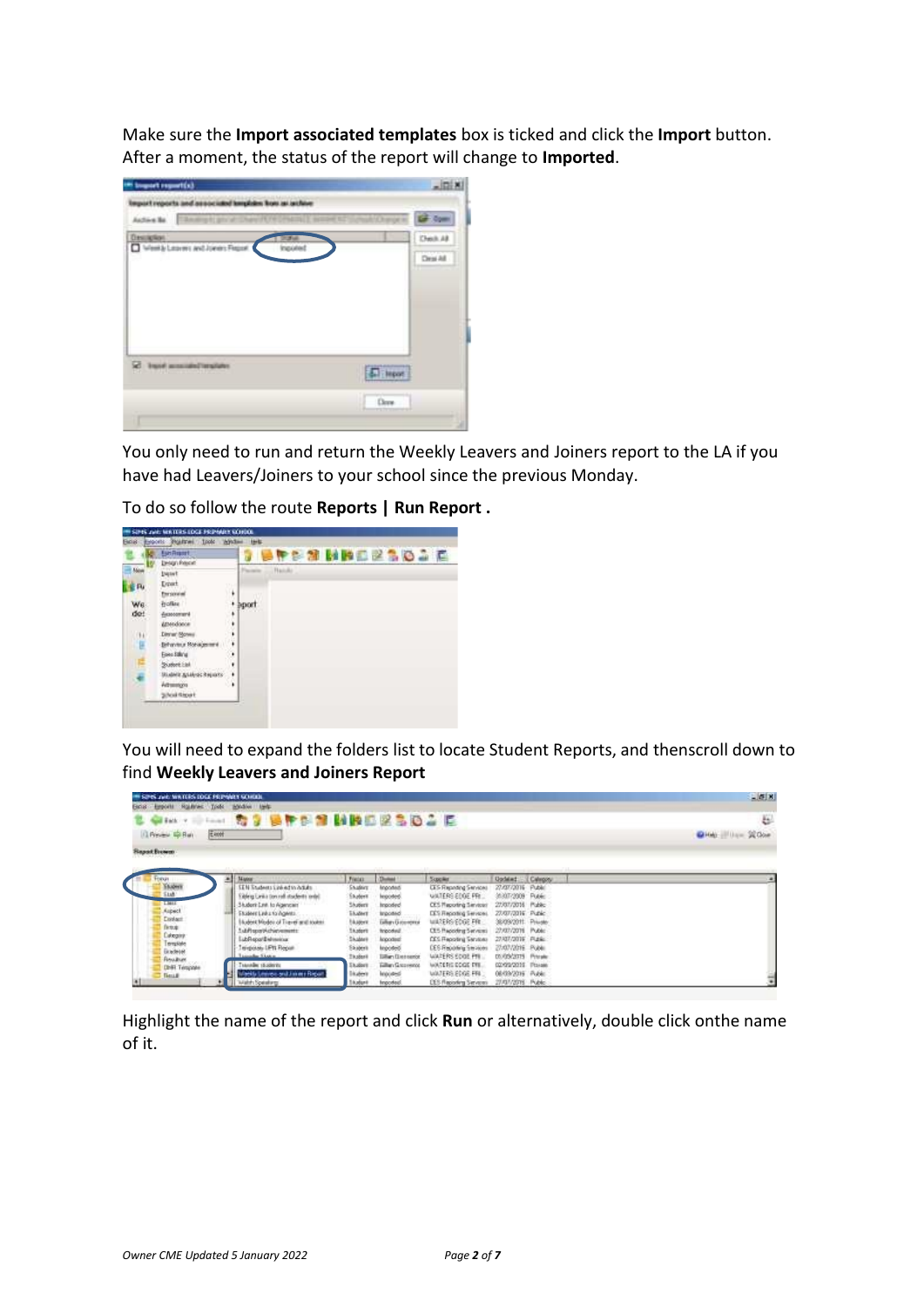Make sure the **Import associated templates** box is ticked and click the **Import** button. After a moment, the status of the report will change to **Imported**.

You only need to run and return the Weekly Leavers and Joiners report to the LA if you have had Leavers/Joiners to your school since the previous Monday.

To do so follow the route **Reports | Run Report .**

You will need to expand the folders list to locate Student Reports, and thenscroll down to find **Weekly Leavers and Joiners Report**

Highlight the name of the report and click **Run** or alternatively, double click onthe name of it.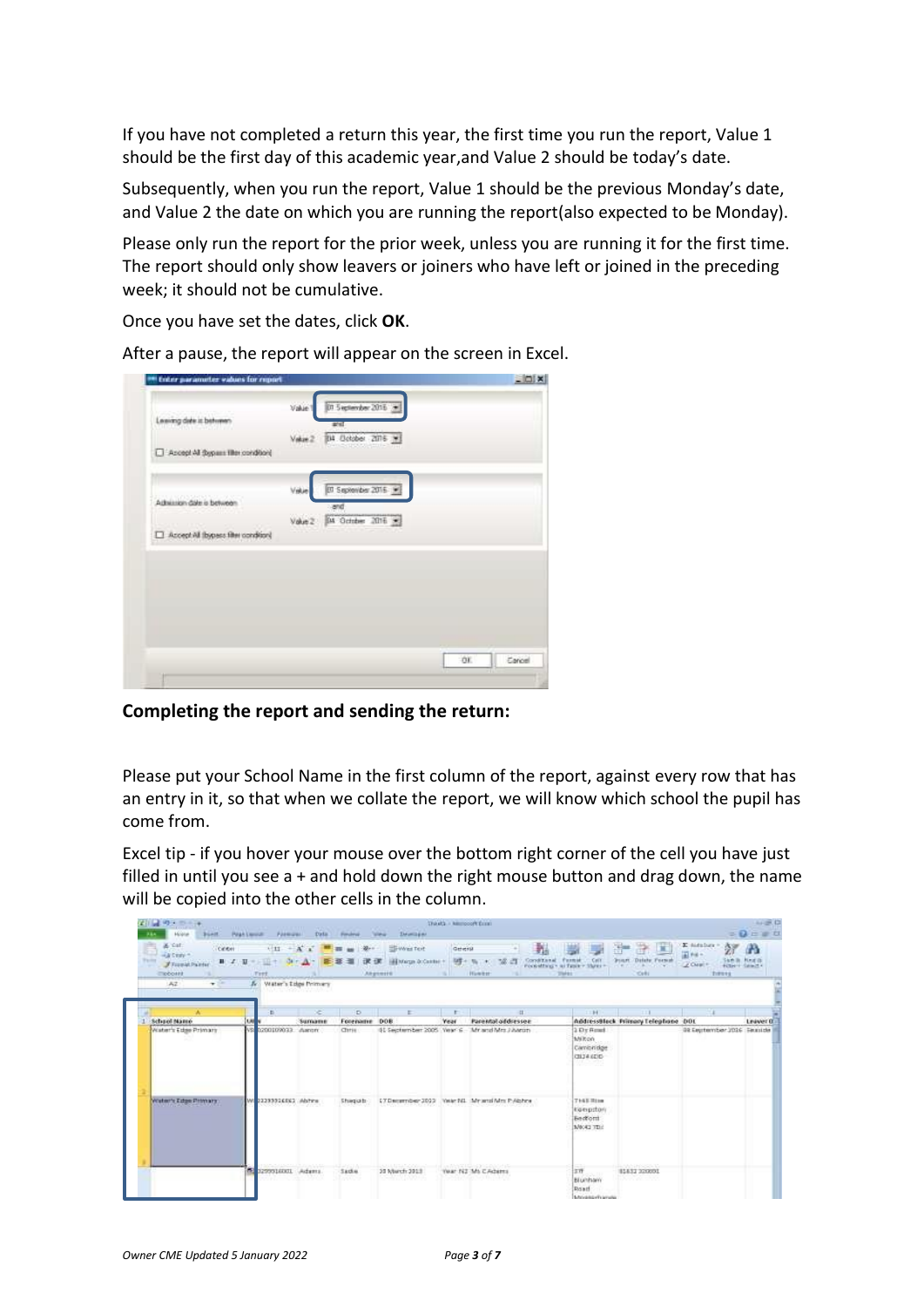If you have not completed a return this year, the first time you run the report, Value 1 should be the first day of this academic year,and Value 2 should be today's date.

Subsequently, when you run the report, Value 1 should be the previous Monday's date, and Value 2 the date on which you are running the report(also expected to be Monday).

Please only run the report for the prior week, unless you are running it for the first time. The report should only show leavers or joiners who have left or joined in the preceding week; it should not be cumulative.

Once you have set the dates, click **OK**.

After a pause, the report will appear on the screen in Excel.

**Completing the report and sending the return:**

Please put your School Name in the first column of the report, against every row that has an entry in it, so that when we collate the report, we will know which school the pupil has come from.

Excel tip - if you hover your mouse over the bottom right corner of the cell you have just filled in until you see a + and hold down the right mouse button and drag down, the name will be copied into the other cells in the column.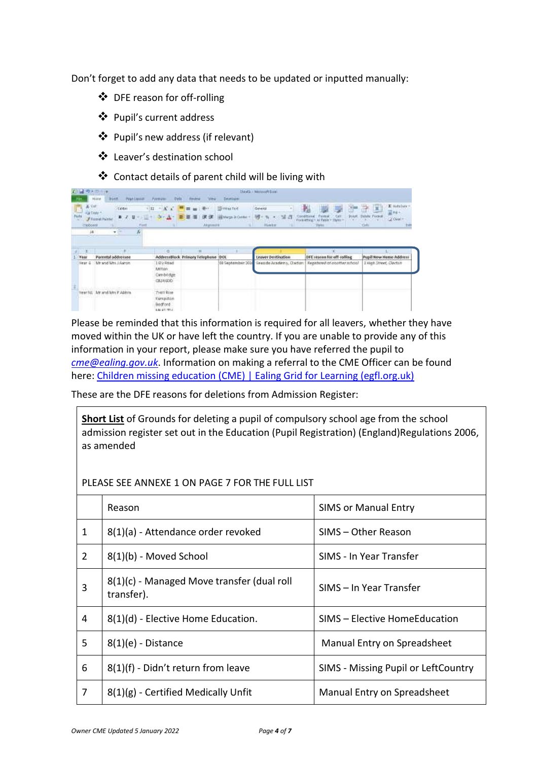Don't forget to add any data that needs to be updated or inputted manually:

- DFE reason for off-rolling
- Pupil's current address
- Pupil's new address (if relevant)
- Leaver's destination school
- Contact details of parent child will be living with

Please be reminded that this information is required for all leavers, whether they have moved within the UK or have left the country. If you are unable to provide any of this information in your report, please make sure you have referred the pupil to *cme@ealing.gov.uk*. Information on making a referral to the CME Officer can be found here: Children missing education (CME) | Ealing Grid for Learning (egfl.org.uk)

These are the DFE reasons for deletions from Admission Register:

**Short List** of Grounds for deleting a pupil of compulsory school age from the school admission register set out in the Education (Pupil Registration) (England)Regulations 2006, as amended

PLEASE SEE ANNEXE 1 ON PAGE 7 FOR THE FULL LIST

| | Reason | SIMS or Manual Entry |
|---|---|---|
| 1 | 8(1)(a) - Attendance order revoked | SIMS – Other Reason |
| 2 | 8(1)(b) - Moved School | SIMS - In Year Transfer |
| 3 | 8(1)(c) - Managed Move transfer (dual roll transfer). | SIMS – In Year Transfer |
| 4 | 8(1)(d) - Elective Home Education. | SIMS – Elective HomeEducation |
| 5 | 8(1)(e) - Distance | Manual Entry on Spreadsheet |
| 6 | 8(1)(f) - Didn't return from leave | SIMS - Missing Pupil or LeftCountry |
| 7 | 8(1)(g) - Certified Medically Unfit | Manual Entry on Spreadsheet |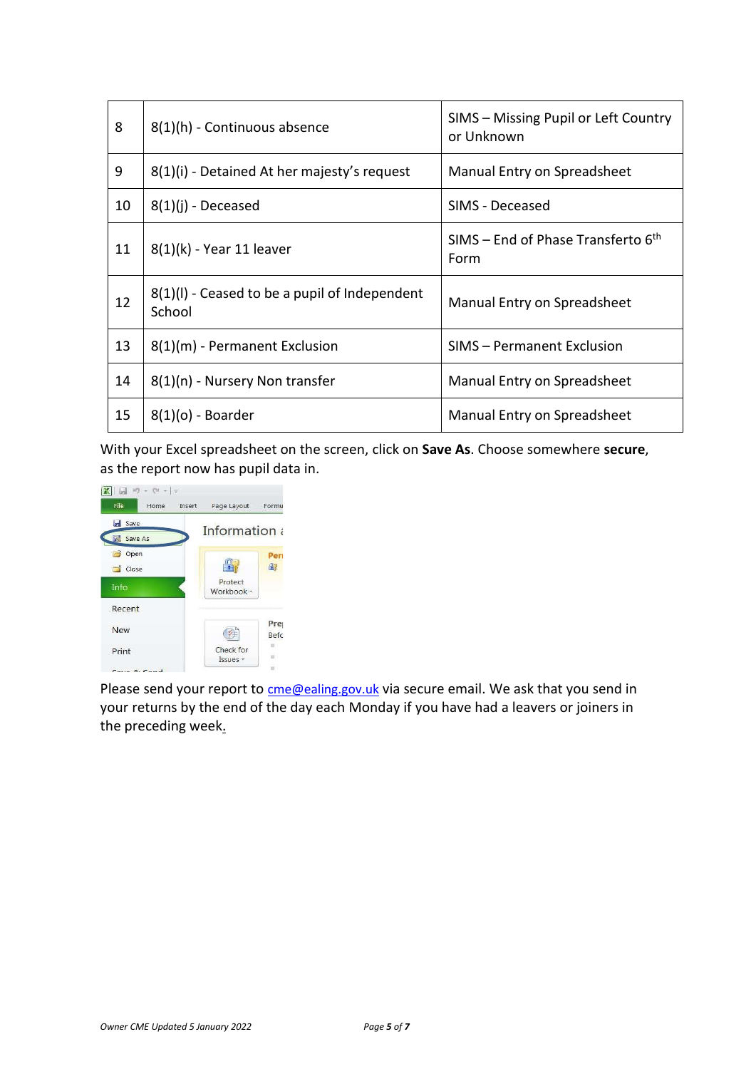| 8 | 8(1)(h) - Continuous absence | SIMS – Missing Pupil or Left Country or Unknown |
|---|---|---|
| 9 | 8(1)(i) - Detained At her majesty's request | Manual Entry on Spreadsheet |
| 10 | 8(1)(j) - Deceased | SIMS - Deceased |
| 11 | 8(1)(k) - Year 11 leaver | SIMS – End of Phase Transferto 6th Form |
| 12 | 8(1)(l) - Ceased to be a pupil of Independent School | Manual Entry on Spreadsheet |
| 13 | 8(1)(m) - Permanent Exclusion | SIMS – Permanent Exclusion |
| 14 | 8(1)(n) - Nursery Non transfer | Manual Entry on Spreadsheet |
| 15 | 8(1)(o) - Boarder | Manual Entry on Spreadsheet |

With your Excel spreadsheet on the screen, click on **Save As**. Choose somewhere **secure**, as the report now has pupil data in.

Please send your report to cme@ealing.gov.uk via secure email. We ask that you send in your returns by the end of the day each Monday if you have had a leavers or joiners in the preceding week.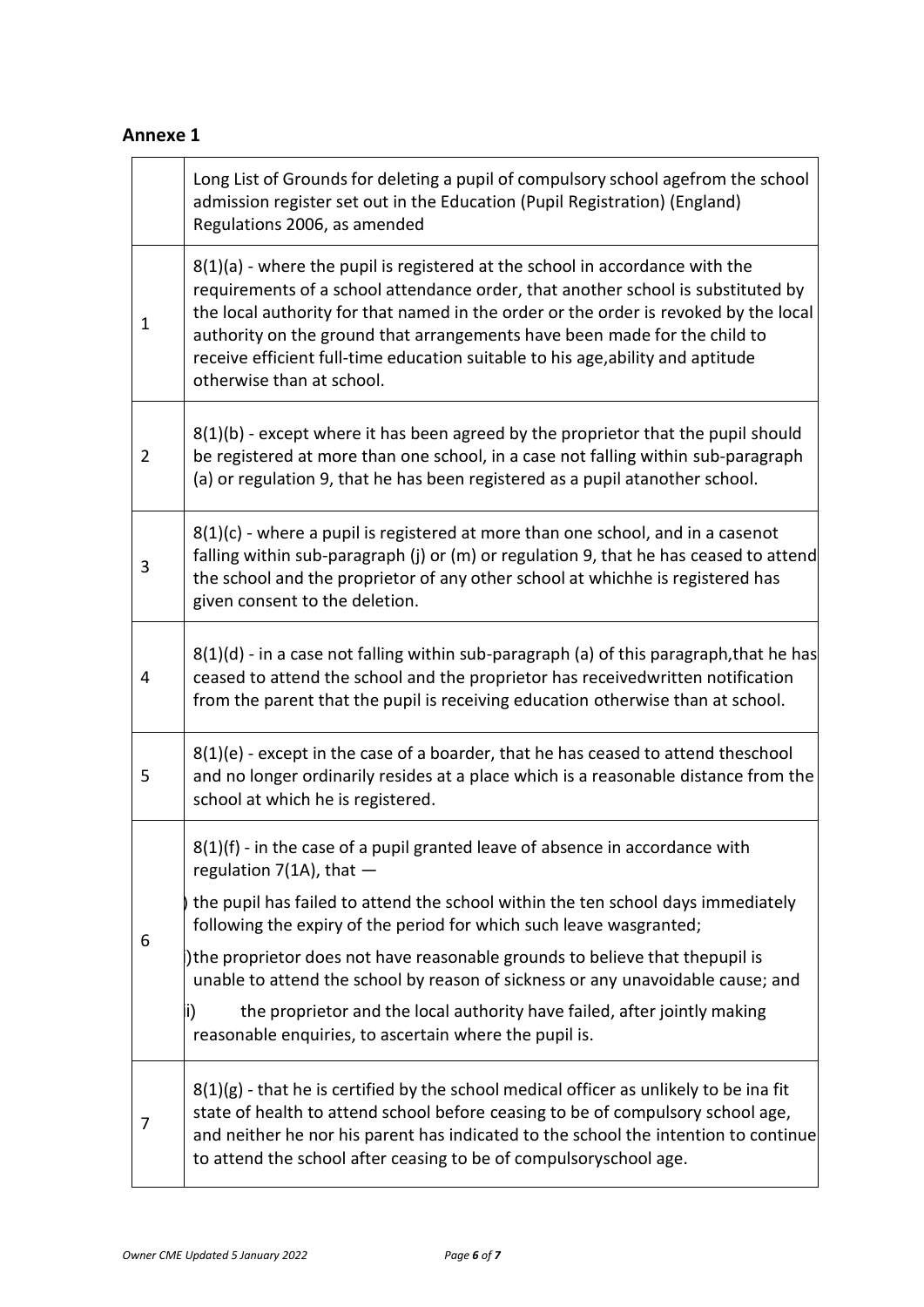## Annexe 1

| | Long List of Grounds for deleting a pupil of compulsory school agefrom the school admission register set out in the Education (Pupil Registration) (England) Regulations 2006, as amended |
|---|---|
| 1 | 8(1)(a) - where the pupil is registered at the school in accordance with the requirements of a school attendance order, that another school is substituted by the local authority for that named in the order or the order is revoked by the local authority on the ground that arrangements have been made for the child to receive efficient full-time education suitable to his age,ability and aptitude otherwise than at school. |
| 2 | 8(1)(b) - except where it has been agreed by the proprietor that the pupil should be registered at more than one school, in a case not falling within sub-paragraph (a) or regulation 9, that he has been registered as a pupil atanother school. |
| 3 | 8(1)(c) - where a pupil is registered at more than one school, and in a casenot falling within sub-paragraph (j) or (m) or regulation 9, that he has ceased to attend the school and the proprietor of any other school at whichhe is registered has given consent to the deletion. |
| 4 | 8(1)(d) - in a case not falling within sub-paragraph (a) of this paragraph,that he has ceased to attend the school and the proprietor has receivedwritten notification from the parent that the pupil is receiving education otherwise than at school. |
| 5 | 8(1)(e) - except in the case of a boarder, that he has ceased to attend theschool and no longer ordinarily resides at a place which is a reasonable distance from the school at which he is registered. |
| 6 | 8(1)(f) - in the case of a pupil granted leave of absence in accordance with regulation 7(1A), that — <br>) the pupil has failed to attend the school within the ten school days immediately following the expiry of the period for which such leave wasgranted; <br>)the proprietor does not have reasonable grounds to believe that thepupil is unable to attend the school by reason of sickness or any unavoidable cause; and <br>i) the proprietor and the local authority have failed, after jointly making reasonable enquiries, to ascertain where the pupil is. |
| 7 | 8(1)(g) - that he is certified by the school medical officer as unlikely to be ina fit state of health to attend school before ceasing to be of compulsory school age, and neither he nor his parent has indicated to the school the intention to continue to attend the school after ceasing to be of compulsoryschool age. |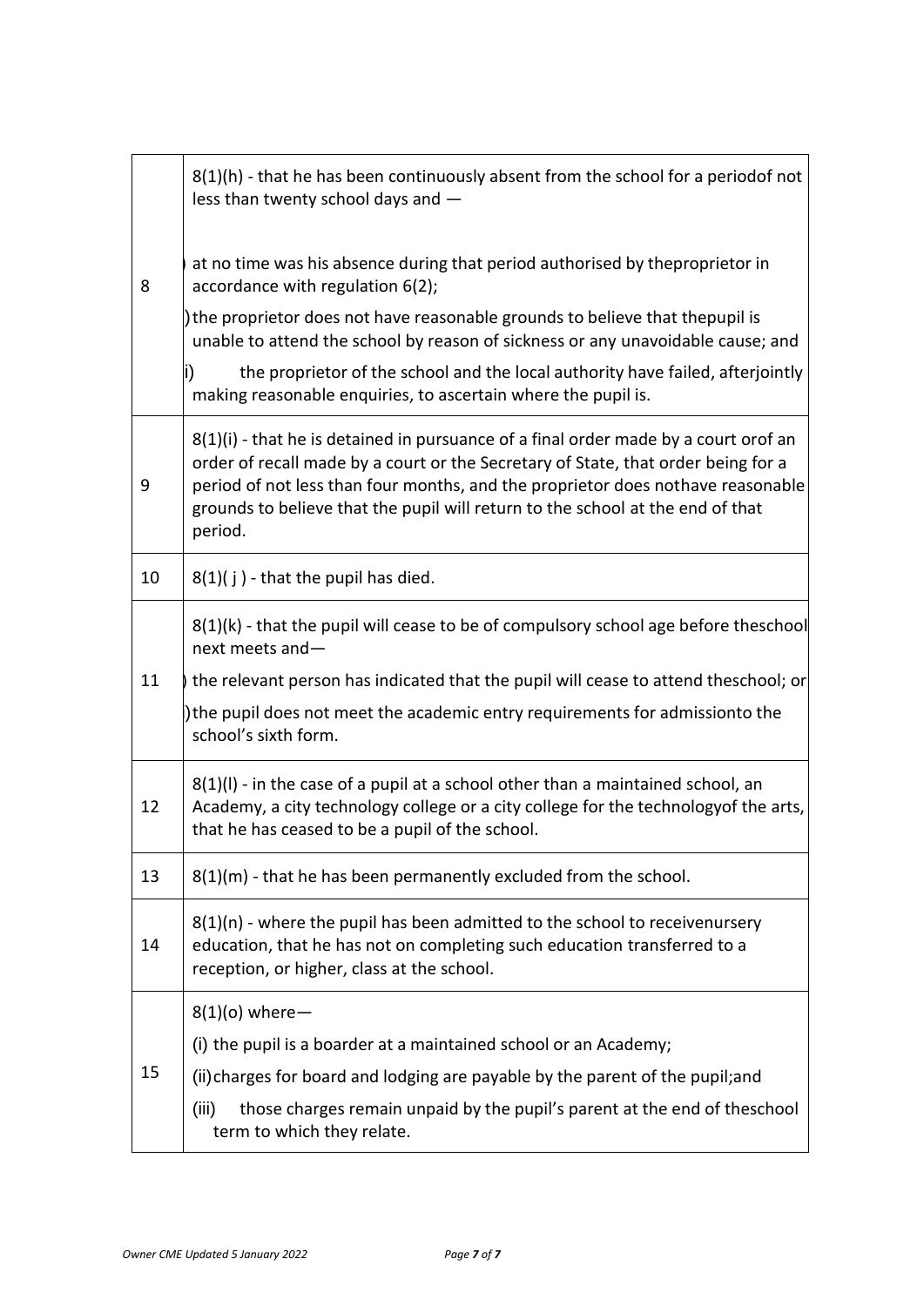| | |
|---|---|
| 8 | 8(1)(h) - that he has been continuously absent from the school for a periodof not less than twenty school days and —<br><br>) at no time was his absence during that period authorised by theproprietor in accordance with regulation 6(2);<br><br>) the proprietor does not have reasonable grounds to believe that thepupil is unable to attend the school by reason of sickness or any unavoidable cause; and<br><br>i) the proprietor of the school and the local authority have failed, afterjointly making reasonable enquiries, to ascertain where the pupil is. |
| 9 | 8(1)(i) - that he is detained in pursuance of a final order made by a court orof an order of recall made by a court or the Secretary of State, that order being for a period of not less than four months, and the proprietor does nothave reasonable grounds to believe that the pupil will return to the school at the end of that period. |
| 10 | 8(1)( j ) - that the pupil has died. |
| 11 | 8(1)(k) - that the pupil will cease to be of compulsory school age before theschool next meets and—<br><br>) the relevant person has indicated that the pupil will cease to attend theschool; or<br><br>) the pupil does not meet the academic entry requirements for admissionto the school's sixth form. |
| 12 | 8(1)(l) - in the case of a pupil at a school other than a maintained school, an Academy, a city technology college or a city college for the technologyof the arts, that he has ceased to be a pupil of the school. |
| 13 | 8(1)(m) - that he has been permanently excluded from the school. |
| 14 | 8(1)(n) - where the pupil has been admitted to the school to receivenursery education, that he has not on completing such education transferred to a reception, or higher, class at the school. |
| 15 | 8(1)(o) where—<br><br>(i) the pupil is a boarder at a maintained school or an Academy;<br><br>(ii) charges for board and lodging are payable by the parent of the pupil;and<br><br>(iii) those charges remain unpaid by the pupil's parent at the end of theschool term to which they relate. |

*Owner CME Updated 5 January 2022*